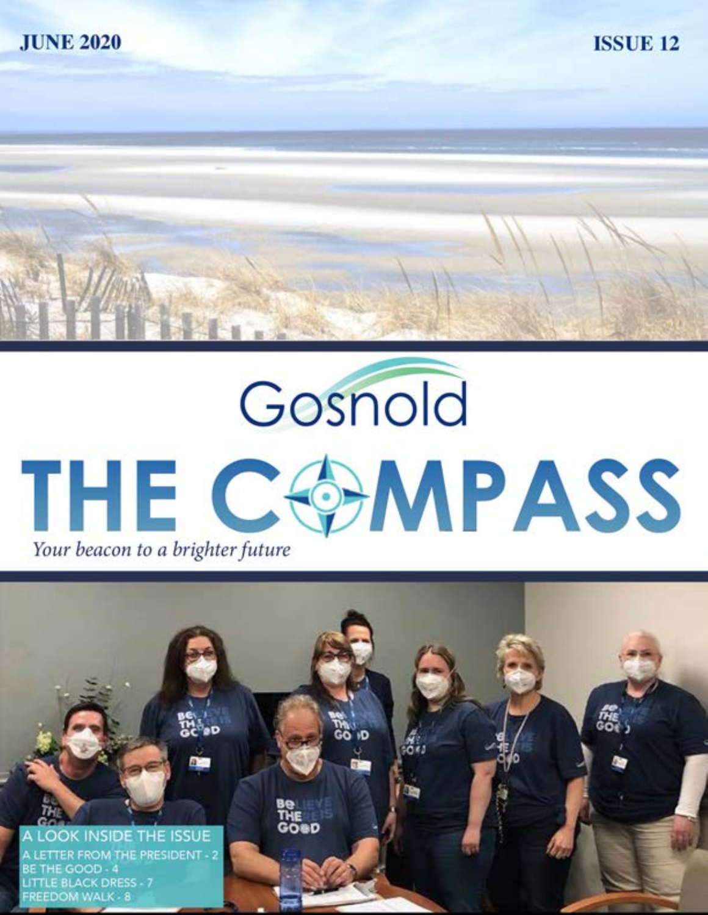JUNE 2020

ISSUE 12

Gosnold

# THE COMPASS

*Your beacon to a brighter future*

## A LOOK INSIDE THE ISSUE

- A LETTER FROM THE PRESIDENT - 2
- BE THE GOOD - 4
- LITTLE BLACK DRESS - 7
- FREEDOM WALK - 8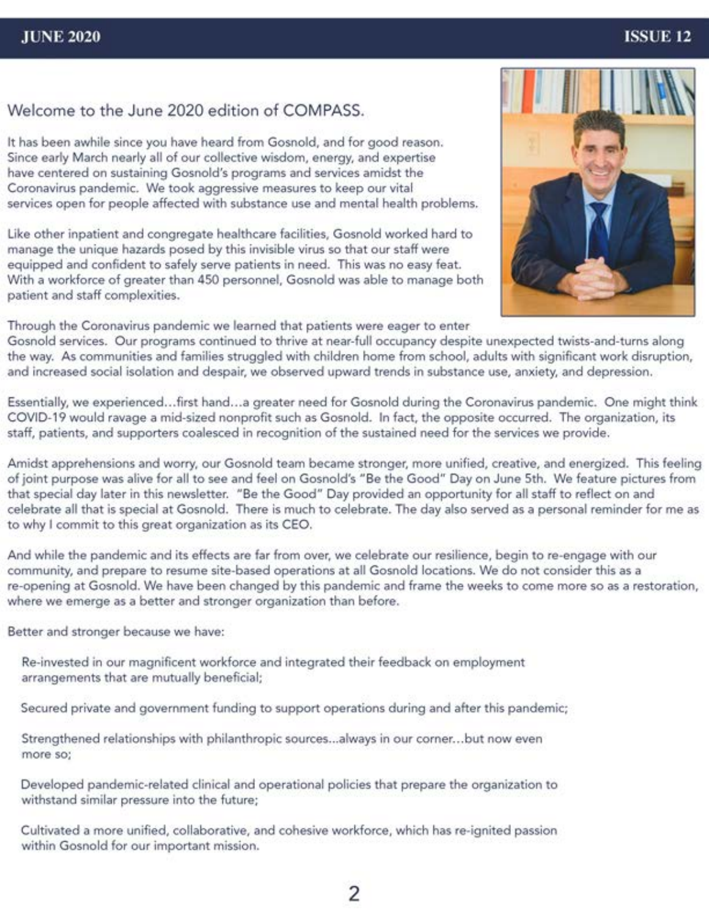## Welcome to the June 2020 edition of COMPASS.

It has been awhile since you have heard from Gosnold, and for good reason. Since early March nearly all of our collective wisdom, energy, and expertise have centered on sustaining Gosnold's programs and services amidst the Coronavirus pandemic. We took aggressive measures to keep our vital services open for people affected with substance use and mental health problems.

Like other inpatient and congregate healthcare facilities, Gosnold worked hard to manage the unique hazards posed by this invisible virus so that our staff were equipped and confident to safely serve patients in need. This was no easy feat. With a workforce of greater than 450 personnel, Gosnold was able to manage both patient and staff complexities.

Through the Coronavirus pandemic we learned that patients were eager to enter Gosnold services. Our programs continued to thrive at near-full occupancy despite unexpected twists-and-turns along the way. As communities and families struggled with children home from school, adults with significant work disruption, and increased social isolation and despair, we observed upward trends in substance use, anxiety, and depression.

Essentially, we experienced…first hand…a greater need for Gosnold during the Coronavirus pandemic. One might think COVID-19 would ravage a mid-sized nonprofit such as Gosnold. In fact, the opposite occurred. The organization, its staff, patients, and supporters coalesced in recognition of the sustained need for the services we provide.

Amidst apprehensions and worry, our Gosnold team became stronger, more unified, creative, and energized. This feeling of joint purpose was alive for all to see and feel on Gosnold's "Be the Good" Day on June 5th. We feature pictures from that special day later in this newsletter. "Be the Good" Day provided an opportunity for all staff to reflect on and celebrate all that is special at Gosnold. There is much to celebrate. The day also served as a personal reminder for me as to why I commit to this great organization as its CEO.

And while the pandemic and its effects are far from over, we celebrate our resilience, begin to re-engage with our community, and prepare to resume site-based operations at all Gosnold locations. We do not consider this as a re-opening at Gosnold. We have been changed by this pandemic and frame the weeks to come more so as a restoration, where we emerge as a better and stronger organization than before.

Better and stronger because we have:

- Re-invested in our magnificent workforce and integrated their feedback on employment arrangements that are mutually beneficial;
- Secured private and government funding to support operations during and after this pandemic;
- Strengthened relationships with philanthropic sources...always in our corner…but now even more so;
- Developed pandemic-related clinical and operational policies that prepare the organization to withstand similar pressure into the future;
- Cultivated a more unified, collaborative, and cohesive workforce, which has re-ignited passion within Gosnold for our important mission.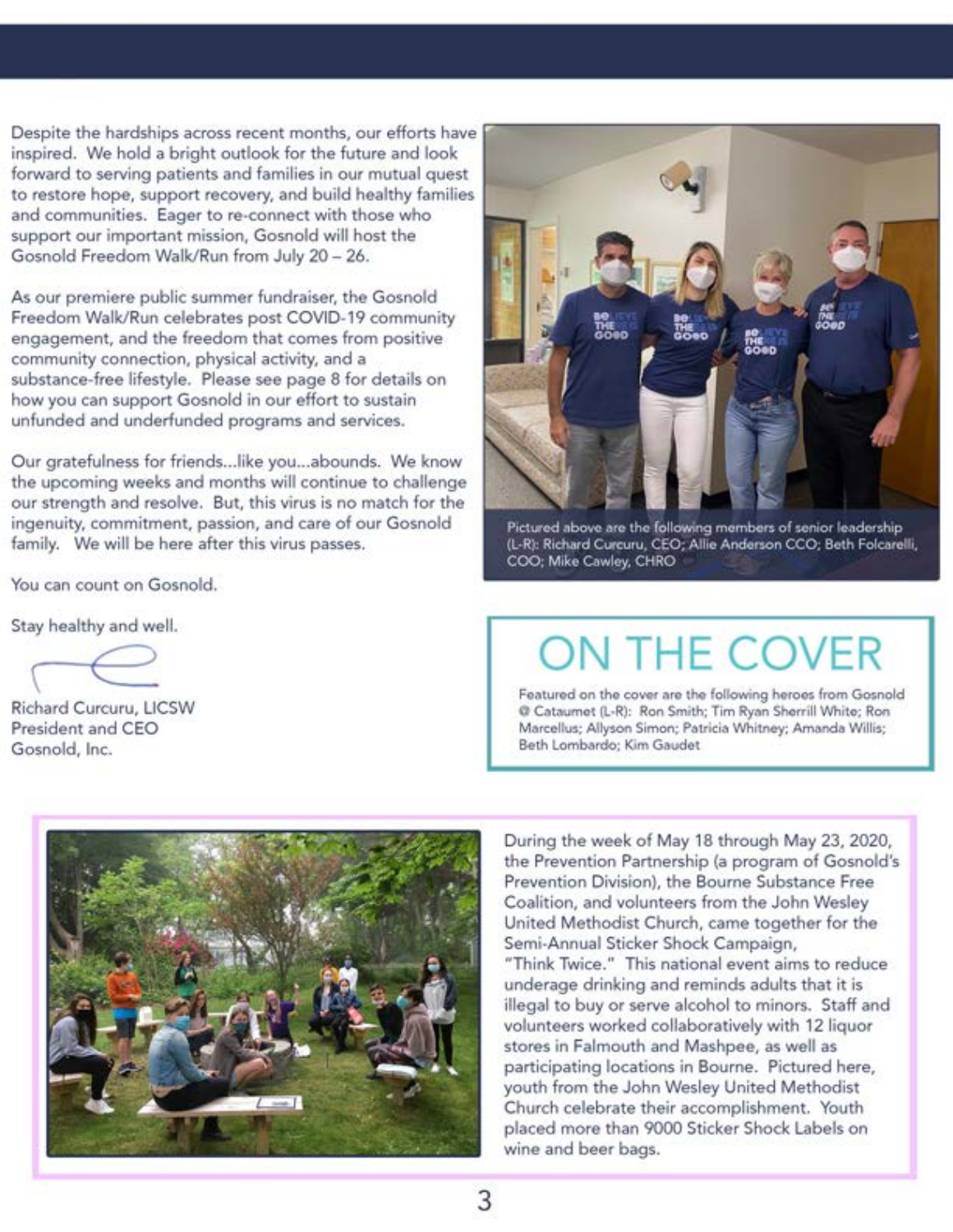Despite the hardships across recent months, our efforts have inspired. We hold a bright outlook for the future and look forward to serving patients and families in our mutual quest to restore hope, support recovery, and build healthy families and communities. Eager to re-connect with those who support our important mission, Gosnold will host the Gosnold Freedom Walk/Run from July 20 – 26.

As our premiere public summer fundraiser, the Gosnold Freedom Walk/Run celebrates post COVID-19 community engagement, and the freedom that comes from positive community connection, physical activity, and a substance-free lifestyle. Please see page 8 for details on how you can support Gosnold in our effort to sustain unfunded and underfunded programs and services.

Our gratefulness for friends...like you...abounds. We know the upcoming weeks and months will continue to challenge our strength and resolve. But, this virus is no match for the ingenuity, commitment, passion, and care of our Gosnold family. We will be here after this virus passes.

You can count on Gosnold.

Stay healthy and well.

Richard Curcuru, LICSW
President and CEO
Gosnold, Inc.

Pictured above are the following members of senior leadership (L-R): Richard Curcuru, CEO; Allie Anderson CCO; Beth Folcarelli, COO; Mike Cawley, CHRO

## ON THE COVER

Featured on the cover are the following heroes from Gosnold @ Cataumet (L-R): Ron Smith; Tim Ryan Sherrill White; Ron Marcellus; Allyson Simon; Patricia Whitney; Amanda Willis; Beth Lombardo; Kim Gaudet

During the week of May 18 through May 23, 2020, the Prevention Partnership (a program of Gosnold's Prevention Division), the Bourne Substance Free Coalition, and volunteers from the John Wesley United Methodist Church, came together for the Semi-Annual Sticker Shock Campaign, "Think Twice." This national event aims to reduce underage drinking and reminds adults that it is illegal to buy or serve alcohol to minors. Staff and volunteers worked collaboratively with 12 liquor stores in Falmouth and Mashpee, as well as participating locations in Bourne. Pictured here, youth from the John Wesley United Methodist Church celebrate their accomplishment. Youth placed more than 9000 Sticker Shock Labels on wine and beer bags.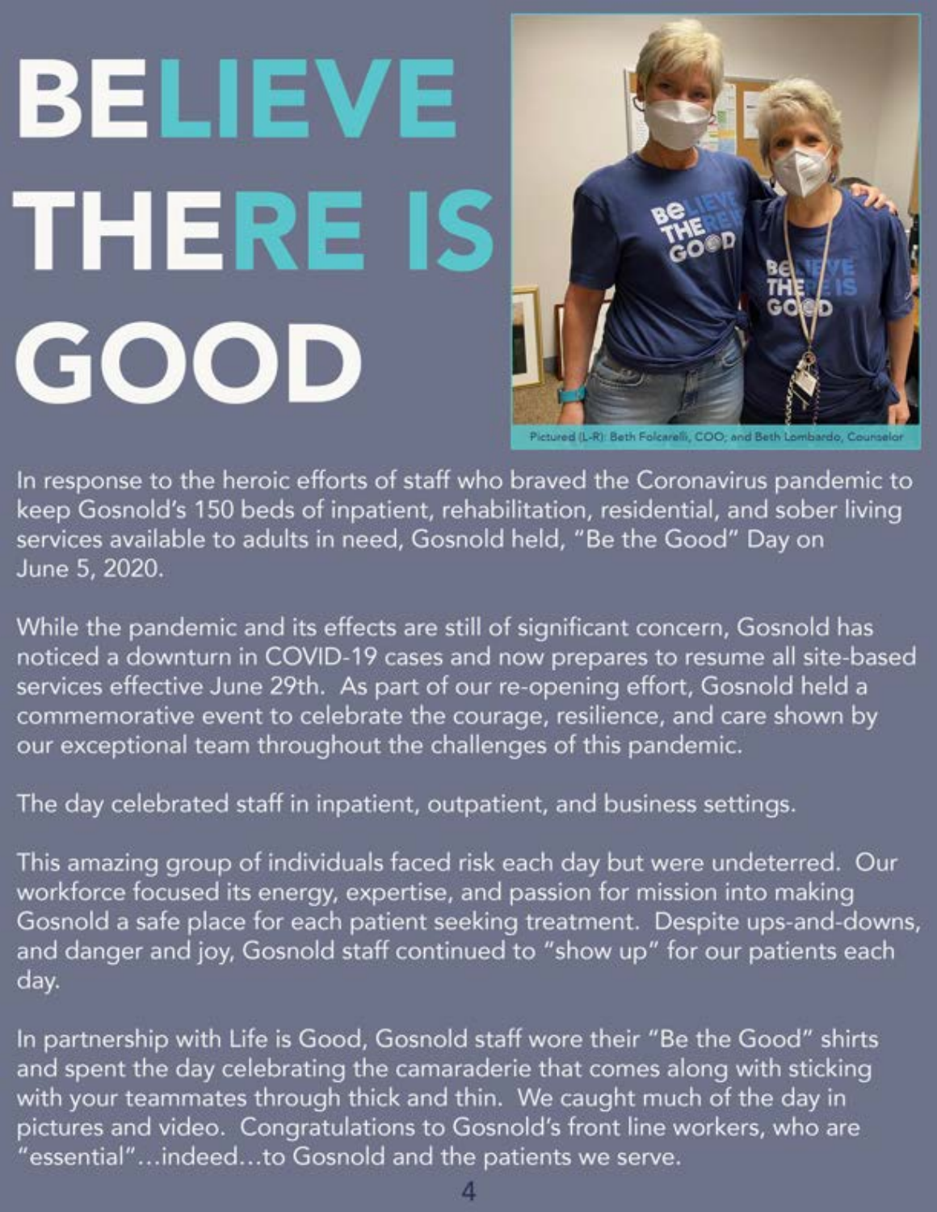# BELIEVE THERE IS GOOD

Pictured (L-R): Beth Folcarelli, COO; and Beth Lombardo, Counselor

In response to the heroic efforts of staff who braved the Coronavirus pandemic to keep Gosnold's 150 beds of inpatient, rehabilitation, residential, and sober living services available to adults in need, Gosnold held, "Be the Good" Day on June 5, 2020.

While the pandemic and its effects are still of significant concern, Gosnold has noticed a downturn in COVID-19 cases and now prepares to resume all site-based services effective June 29th. As part of our re-opening effort, Gosnold held a commemorative event to celebrate the courage, resilience, and care shown by our exceptional team throughout the challenges of this pandemic.

The day celebrated staff in inpatient, outpatient, and business settings.

This amazing group of individuals faced risk each day but were undeterred. Our workforce focused its energy, expertise, and passion for mission into making Gosnold a safe place for each patient seeking treatment. Despite ups-and-downs, and danger and joy, Gosnold staff continued to "show up" for our patients each day.

In partnership with Life is Good, Gosnold staff wore their "Be the Good" shirts and spent the day celebrating the camaraderie that comes along with sticking with your teammates through thick and thin. We caught much of the day in pictures and video. Congratulations to Gosnold's front line workers, who are "essential"...indeed...to Gosnold and the patients we serve.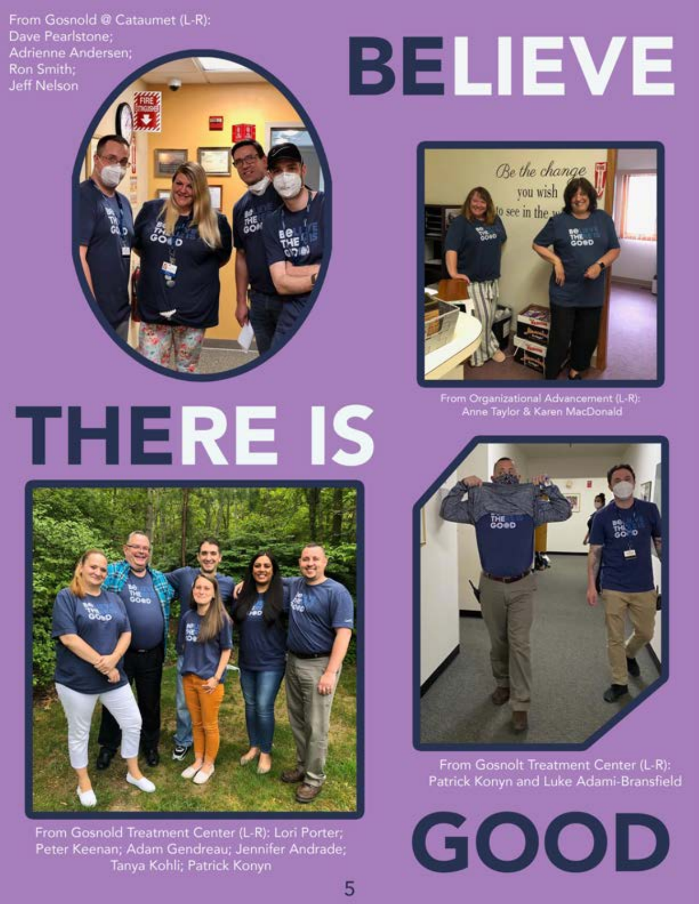From Gosnold @ Cataumet (L-R): Dave Pearlstone; Adrienne Andersen; Ron Smith; Jeff Nelson

# BELIEVE

From Organizational Advancement (L-R): Anne Taylor & Karen MacDonald

# THERE IS

From Gosnold Treatment Center (L-R): Lori Porter; Peter Keenan; Adam Gendreau; Jennifer Andrade; Tanya Kohli; Patrick Konyn

From Gosnolt Treatment Center (L-R): Patrick Konyn and Luke Adami-Bransfield

# GOOD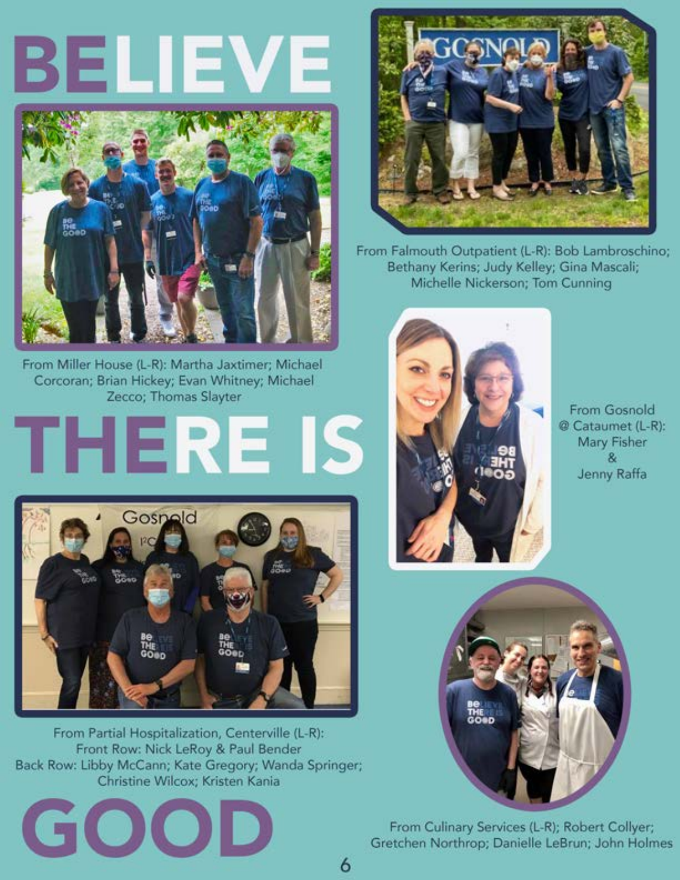# BELIEVE

From Falmouth Outpatient (L-R): Bob Lambroschino; Bethany Kerins; Judy Kelley; Gina Mascali; Michelle Nickerson; Tom Cunning

From Miller House (L-R): Martha Jaxtimer; Michael Corcoran; Brian Hickey; Evan Whitney; Michael Zecco; Thomas Slayter

# THERE IS

From Gosnold @ Cataumet (L-R): Mary Fisher & Jenny Raffa

From Partial Hospitalization, Centerville (L-R):
Front Row: Nick LeRoy & Paul Bender
Back Row: Libby McCann; Kate Gregory; Wanda Springer; Christine Wilcox; Kristen Kania

# GOOD

From Culinary Services (L-R); Robert Collyer; Gretchen Northrop; Danielle LeBrun; John Holmes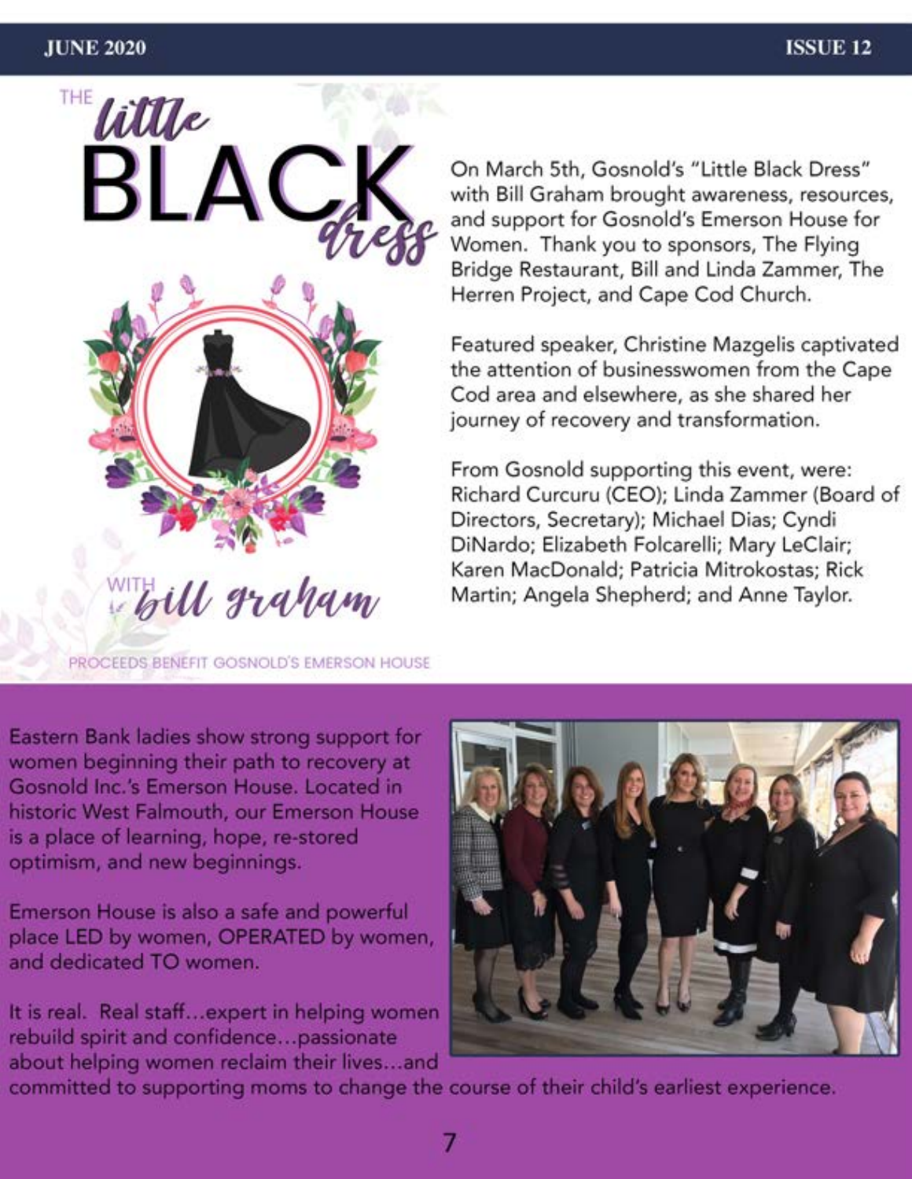# The Little Black Dress with Bill Graham

PROCEEDS BENEFIT GOSNOLD'S EMERSON HOUSE

On March 5th, Gosnold's "Little Black Dress" with Bill Graham brought awareness, resources, and support for Gosnold's Emerson House for Women. Thank you to sponsors, The Flying Bridge Restaurant, Bill and Linda Zammer, The Herren Project, and Cape Cod Church.

Featured speaker, Christine Mazgelis captivated the attention of businesswomen from the Cape Cod area and elsewhere, as she shared her journey of recovery and transformation.

From Gosnold supporting this event, were: Richard Curcuru (CEO); Linda Zammer (Board of Directors, Secretary); Michael Dias; Cyndi DiNardo; Elizabeth Folcarelli; Mary LeClair; Karen MacDonald; Patricia Mitrokostas; Rick Martin; Angela Shepherd; and Anne Taylor.

Eastern Bank ladies show strong support for women beginning their path to recovery at Gosnold Inc.'s Emerson House. Located in historic West Falmouth, our Emerson House is a place of learning, hope, re-stored optimism, and new beginnings.

Emerson House is also a safe and powerful place LED by women, OPERATED by women, and dedicated TO women.

It is real. Real staff…expert in helping women rebuild spirit and confidence…passionate about helping women reclaim their lives…and committed to supporting moms to change the course of their child's earliest experience.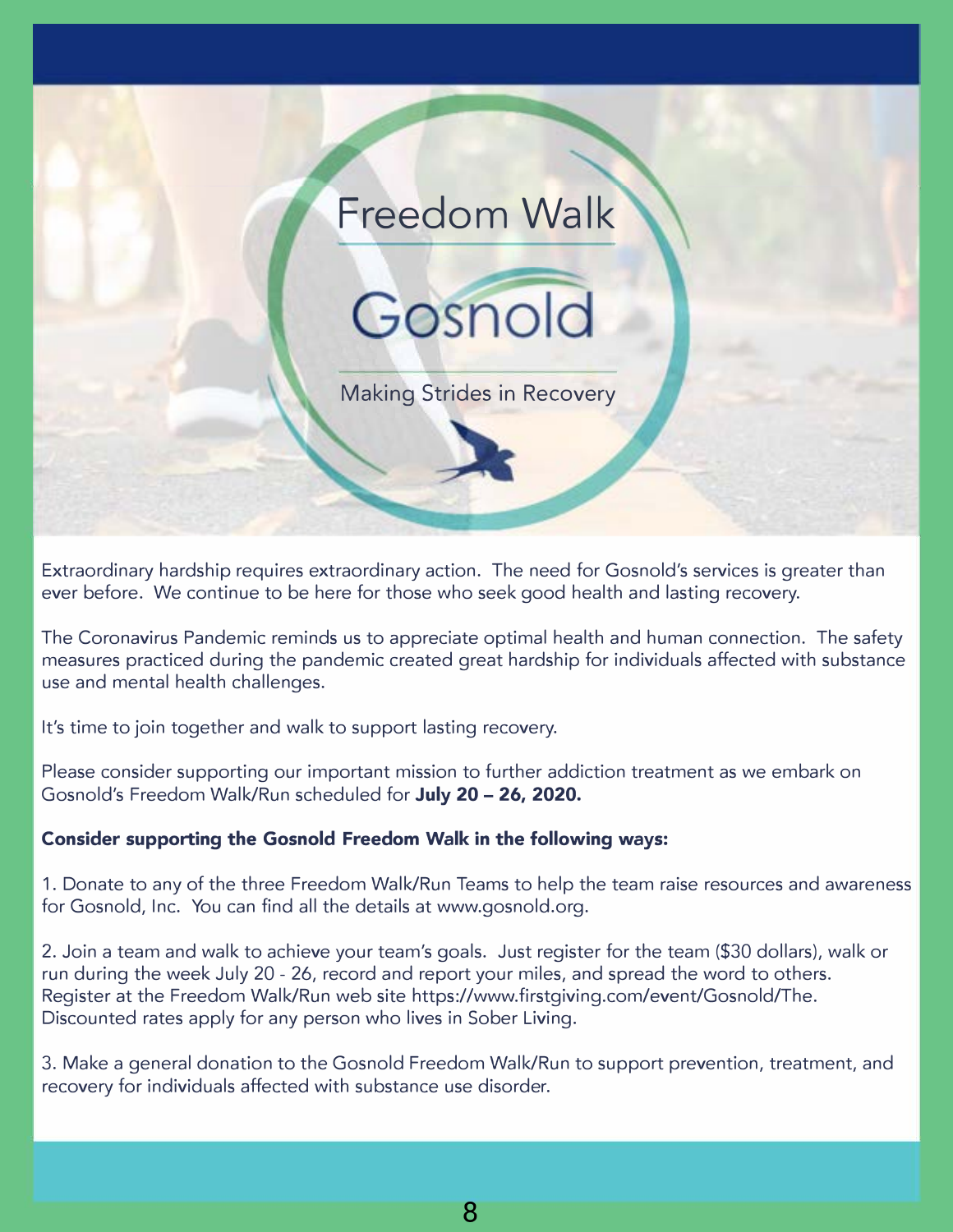# Freedom Walk

## Gosnold

Making Strides in Recovery

Extraordinary hardship requires extraordinary action. The need for Gosnold's services is greater than ever before. We continue to be here for those who seek good health and lasting recovery.

The Coronavirus Pandemic reminds us to appreciate optimal health and human connection. The safety measures practiced during the pandemic created great hardship for individuals affected with substance use and mental health challenges.

It's time to join together and walk to support lasting recovery.

Please consider supporting our important mission to further addiction treatment as we embark on Gosnold's Freedom Walk/Run scheduled for **July 20 – 26, 2020.**

**Consider supporting the Gosnold Freedom Walk in the following ways:**

1. Donate to any of the three Freedom Walk/Run Teams to help the team raise resources and awareness for Gosnold, Inc. You can find all the details at www.gosnold.org.

2. Join a team and walk to achieve your team's goals. Just register for the team ($30 dollars), walk or run during the week July 20 - 26, record and report your miles, and spread the word to others. Register at the Freedom Walk/Run web site https://www.firstgiving.com/event/Gosnold/The. Discounted rates apply for any person who lives in Sober Living.

3. Make a general donation to the Gosnold Freedom Walk/Run to support prevention, treatment, and recovery for individuals affected with substance use disorder.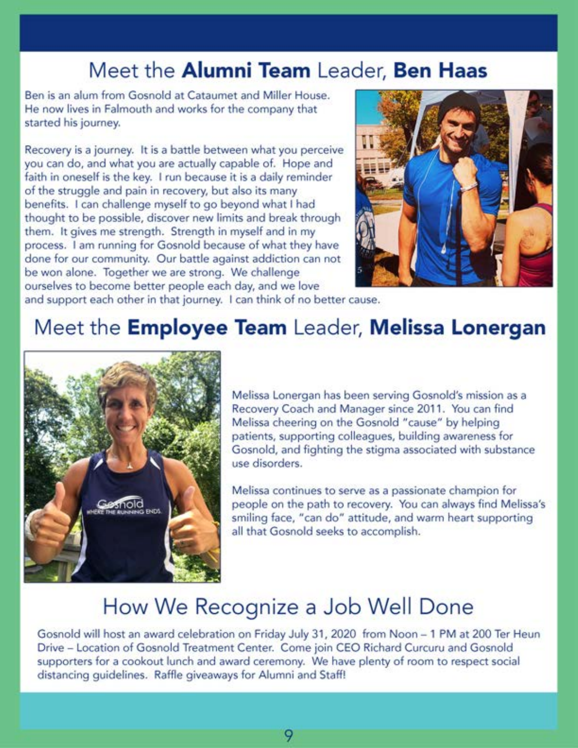## Meet the **Alumni Team** Leader, **Ben Haas**

Ben is an alum from Gosnold at Cataumet and Miller House. He now lives in Falmouth and works for the company that started his journey.

Recovery is a journey. It is a battle between what you perceive you can do, and what you are actually capable of. Hope and faith in oneself is the key. I run because it is a daily reminder of the struggle and pain in recovery, but also its many benefits. I can challenge myself to go beyond what I had thought to be possible, discover new limits and break through them. It gives me strength. Strength in myself and in my process. I am running for Gosnold because of what they have done for our community. Our battle against addiction can not be won alone. Together we are strong. We challenge ourselves to become better people each day, and we love and support each other in that journey. I can think of no better cause.

## Meet the **Employee Team** Leader, **Melissa Lonergan**

Melissa Lonergan has been serving Gosnold's mission as a Recovery Coach and Manager since 2011. You can find Melissa cheering on the Gosnold "cause" by helping patients, supporting colleagues, building awareness for Gosnold, and fighting the stigma associated with substance use disorders.

Melissa continues to serve as a passionate champion for people on the path to recovery. You can always find Melissa's smiling face, "can do" attitude, and warm heart supporting all that Gosnold seeks to accomplish.

## How We Recognize a Job Well Done

Gosnold will host an award celebration on Friday July 31, 2020 from Noon – 1 PM at 200 Ter Heun Drive – Location of Gosnold Treatment Center. Come join CEO Richard Curcuru and Gosnold supporters for a cookout lunch and award ceremony. We have plenty of room to respect social distancing guidelines. Raffle giveaways for Alumni and Staff!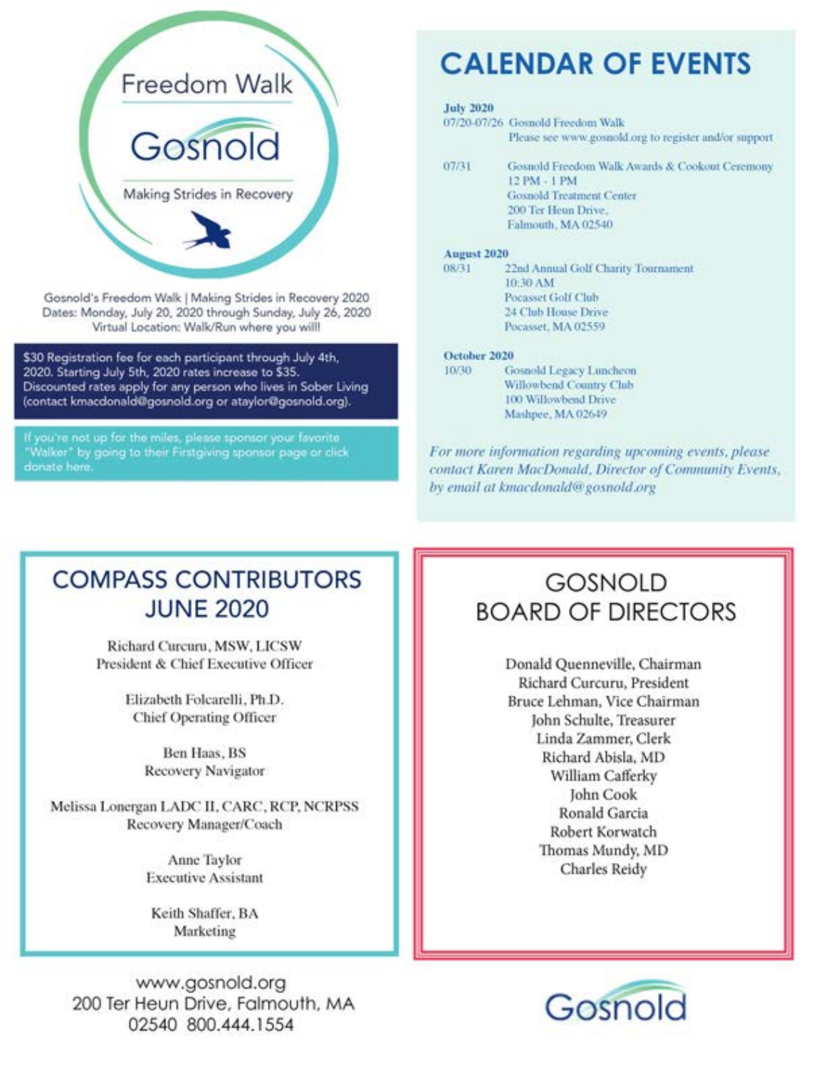Freedom Walk

Gosnold

Making Strides in Recovery

Gosnold's Freedom Walk | Making Strides in Recovery 2020
Dates: Monday, July 20, 2020 through Sunday, July 26, 2020
Virtual Location: Walk/Run where you will!

$30 Registration fee for each participant through July 4th, 2020. Starting July 5th, 2020 rates increase to $35. Discounted rates apply for any person who lives in Sober Living (contact kmacdonald@gosnold.org or ataylor@gosnold.org).

If you're not up for the miles, please sponsor your favorite "Walker" by going to their Firstgiving sponsor page or click donate here.

# CALENDAR OF EVENTS

**July 2020**

07/20-07/26 Gosnold Freedom Walk
Please see www.gosnold.org to register and/or support

07/31 Gosnold Freedom Walk Awards & Cookout Ceremony
12 PM - 1 PM
Gosnold Treatment Center
200 Ter Heun Drive,
Falmouth, MA 02540

**August 2020**

08/31 22nd Annual Golf Charity Tournament
10:30 AM
Pocasset Golf Club
24 Club House Drive
Pocasset, MA 02559

**October 2020**

10/30 Gosnold Legacy Luncheon
Willowbend Country Club
100 Willowbend Drive
Mashpee, MA 02649

*For more information regarding upcoming events, please contact Karen MacDonald, Director of Community Events, by email at kmacdonald@gosnold.org*

## COMPASS CONTRIBUTORS JUNE 2020

Richard Curcuru, MSW, LICSW
President & Chief Executive Officer

Elizabeth Folcarelli, Ph.D.
Chief Operating Officer

Ben Haas, BS
Recovery Navigator

Melissa Lonergan LADC II, CARC, RCP, NCRPSS
Recovery Manager/Coach

Anne Taylor
Executive Assistant

Keith Shaffer, BA
Marketing

## GOSNOLD BOARD OF DIRECTORS

Donald Quenneville, Chairman
Richard Curcuru, President
Bruce Lehman, Vice Chairman
John Schulte, Treasurer
Linda Zammer, Clerk
Richard Abisla, MD
William Cafferky
John Cook
Ronald Garcia
Robert Korwatch
Thomas Mundy, MD
Charles Reidy

www.gosnold.org
200 Ter Heun Drive, Falmouth, MA
02540 800.444.1554

Gosnold